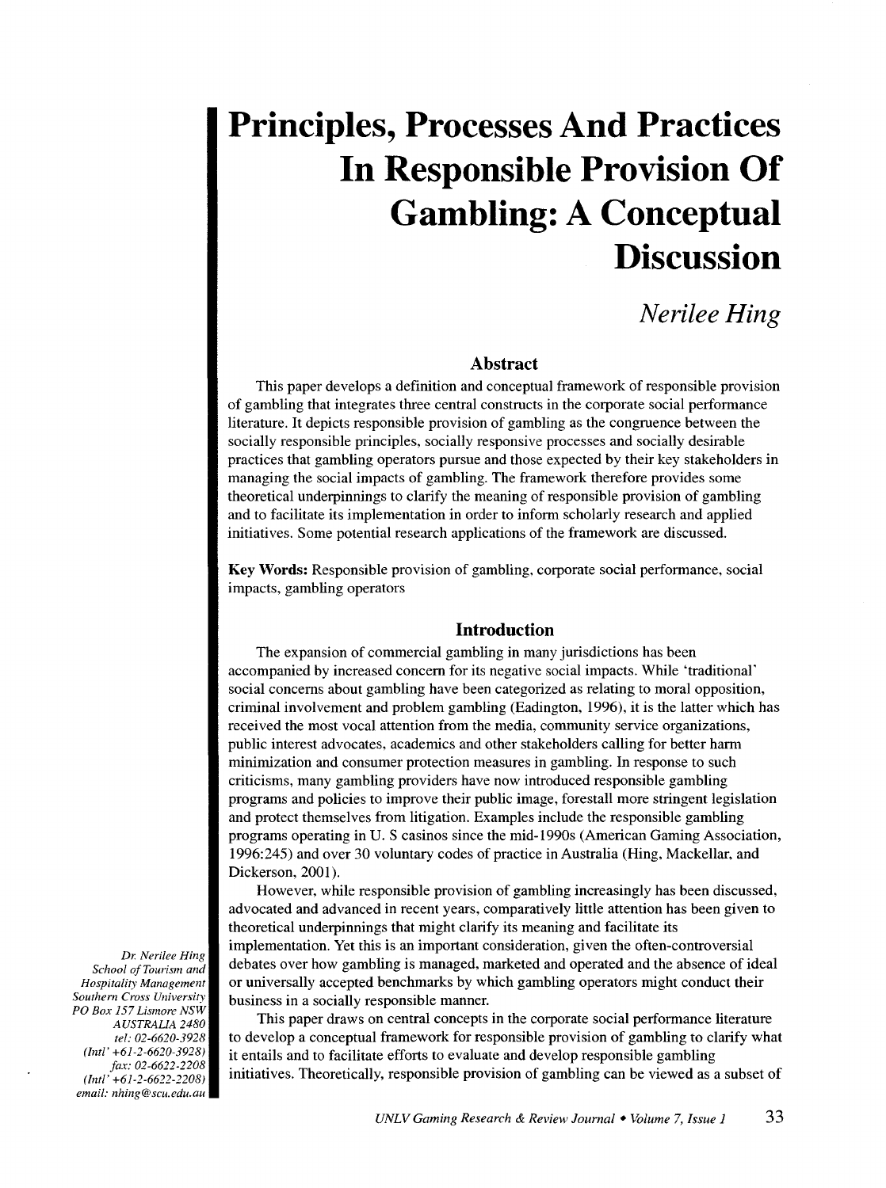# Principles, Processes And Practices In Responsible Provision Of Gambling: A Conceptual Discussion

*Nerilee Hing*

## Abstract

This paper develops a definition and conceptual framework of responsible provision of gambling that integrates three central constructs in the corporate social performance literature. It depicts responsible provision of gambling as the congruence between the socially responsible principles, socially responsive processes and socially desirable practices that gambling operators pursue and those expected by their key stakeholders in managing the social impacts of gambling. The framework therefore provides some theoretical underpinnings to clarify the meaning of responsible provision of gambling and to facilitate its implementation in order to inform scholarly research and applied initiatives. Some potential research applications of the framework are discussed.

**Key Words:** Responsible provision of gambling, corporate social performance, social impacts, gambling operators

## Introduction

The expansion of commercial gambling in many jurisdictions has been accompanied by increased concern for its negative social impacts. While 'traditional' social concerns about gambling have been categorized as relating to moral opposition, criminal involvement and problem gambling (Eadington, 1996), it is the latter which has received the most vocal attention from the media, community service organizations, public interest advocates, academics and other stakeholders calling for better harm minimization and consumer protection measures in gambling. In response to such criticisms, many gambling providers have now introduced responsible gambling programs and policies to improve their public image, forestall more stringent legislation and protect themselves from litigation. Examples include the responsible gambling programs operating in U. S casinos since the mid-1990s (American Gaming Association, 1996:245) and over 30 voluntary codes of practice in Australia (Hing, Mackellar, and Dickerson, 2001).

However, while responsible provision of gambling increasingly has been discussed, advocated and advanced in recent years, comparatively little attention has been given to theoretical underpinnings that might clarify its meaning and facilitate its implementation. Yet this is an important consideration, given the often-controversial debates over how gambling is managed, marketed and operated and the absence of ideal or universally accepted benchmarks by which gambling operators might conduct their business in a socially responsible manner.

This paper draws on central concepts in the corporate social performance literature to develop a conceptual framework for responsible provision of gambling to clarify what it entails and to facilitate efforts to evaluate and develop responsible gambling initiatives. Theoretically, responsible provision of gambling can be viewed as a subset of

*Dr. Nerilee Hing*
*School of Tourism and Hospitality Management*
*Southern Cross University*
*PO Box 157 Lismore NSW AUSTRALIA 2480*
*tel: 02-6620-3928*
*(Intl' +61-2-6620-3928)*
*fax: 02-6622-2208*
*(Intl' +61-2-6622-2208)*
*email: nhing@scu.edu.au*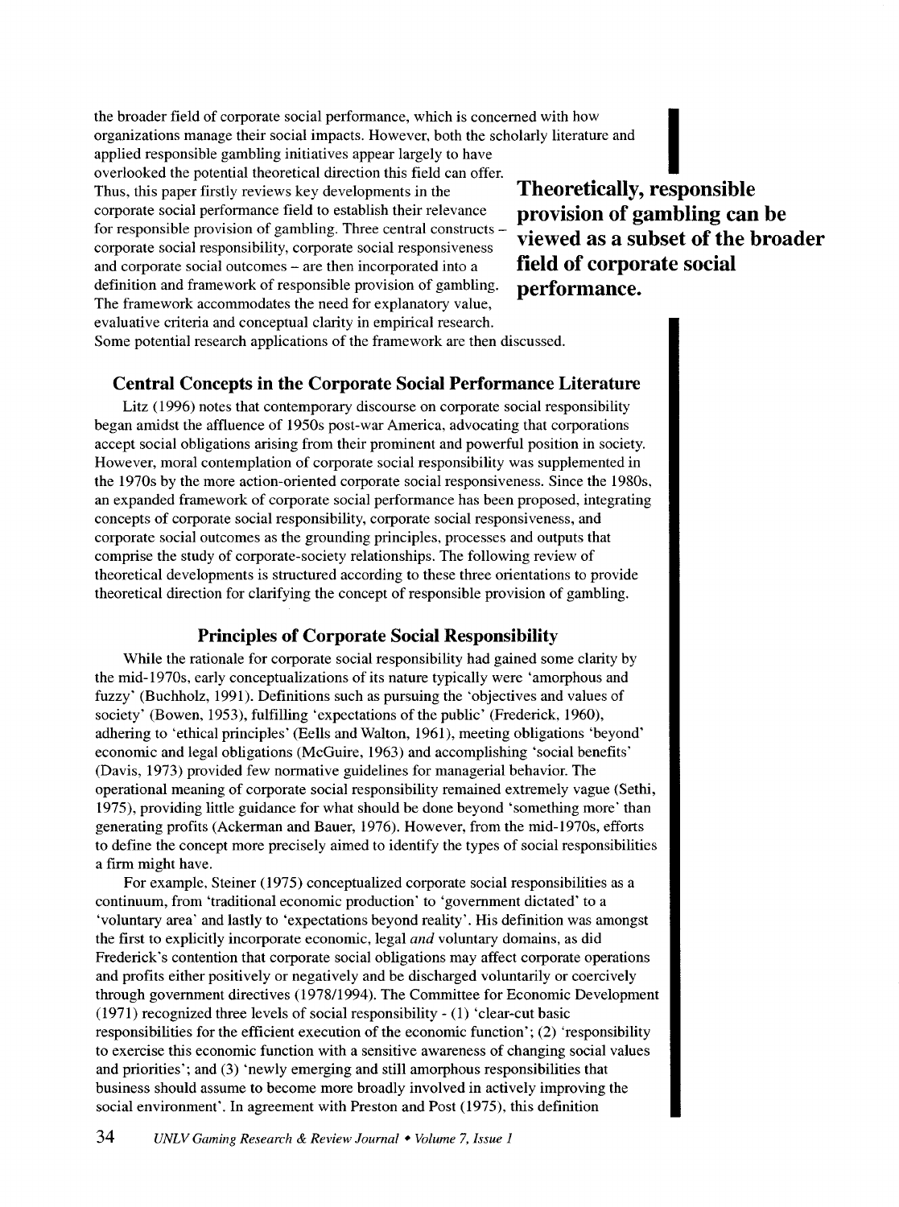the broader field of corporate social performance, which is concerned with how organizations manage their social impacts. However, both the scholarly literature and applied responsible gambling initiatives appear largely to have overlooked the potential theoretical direction this field can offer. Thus, this paper firstly reviews key developments in the corporate social performance field to establish their relevance for responsible provision of gambling. Three central constructs – corporate social responsibility, corporate social responsiveness and corporate social outcomes – are then incorporated into a definition and framework of responsible provision of gambling. The framework accommodates the need for explanatory value, evaluative criteria and conceptual clarity in empirical research. Some potential research applications of the framework are then discussed.

**Theoretically, responsible provision of gambling can be viewed as a subset of the broader field of corporate social performance.**

## Central Concepts in the Corporate Social Performance Literature

Litz (1996) notes that contemporary discourse on corporate social responsibility began amidst the affluence of 1950s post-war America, advocating that corporations accept social obligations arising from their prominent and powerful position in society. However, moral contemplation of corporate social responsibility was supplemented in the 1970s by the more action-oriented corporate social responsiveness. Since the 1980s, an expanded framework of corporate social performance has been proposed, integrating concepts of corporate social responsibility, corporate social responsiveness, and corporate social outcomes as the grounding principles, processes and outputs that comprise the study of corporate-society relationships. The following review of theoretical developments is structured according to these three orientations to provide theoretical direction for clarifying the concept of responsible provision of gambling.

### Principles of Corporate Social Responsibility

While the rationale for corporate social responsibility had gained some clarity by the mid-1970s, early conceptualizations of its nature typically were 'amorphous and fuzzy' (Buchholz, 1991). Definitions such as pursuing the 'objectives and values of society' (Bowen, 1953), fulfilling 'expectations of the public' (Frederick, 1960), adhering to 'ethical principles' (Eells and Walton, 1961), meeting obligations 'beyond' economic and legal obligations (McGuire, 1963) and accomplishing 'social benefits' (Davis, 1973) provided few normative guidelines for managerial behavior. The operational meaning of corporate social responsibility remained extremely vague (Sethi, 1975), providing little guidance for what should be done beyond 'something more' than generating profits (Ackerman and Bauer, 1976). However, from the mid-1970s, efforts to define the concept more precisely aimed to identify the types of social responsibilities a firm might have.

For example, Steiner (1975) conceptualized corporate social responsibilities as a continuum, from 'traditional economic production' to 'government dictated' to a 'voluntary area' and lastly to 'expectations beyond reality'. His definition was amongst the first to explicitly incorporate economic, legal *and* voluntary domains, as did Frederick's contention that corporate social obligations may affect corporate operations and profits either positively or negatively and be discharged voluntarily or coercively through government directives (1978/1994). The Committee for Economic Development (1971) recognized three levels of social responsibility - (1) 'clear-cut basic responsibilities for the efficient execution of the economic function'; (2) 'responsibility to exercise this economic function with a sensitive awareness of changing social values and priorities'; and (3) 'newly emerging and still amorphous responsibilities that business should assume to become more broadly involved in actively improving the social environment'. In agreement with Preston and Post (1975), this definition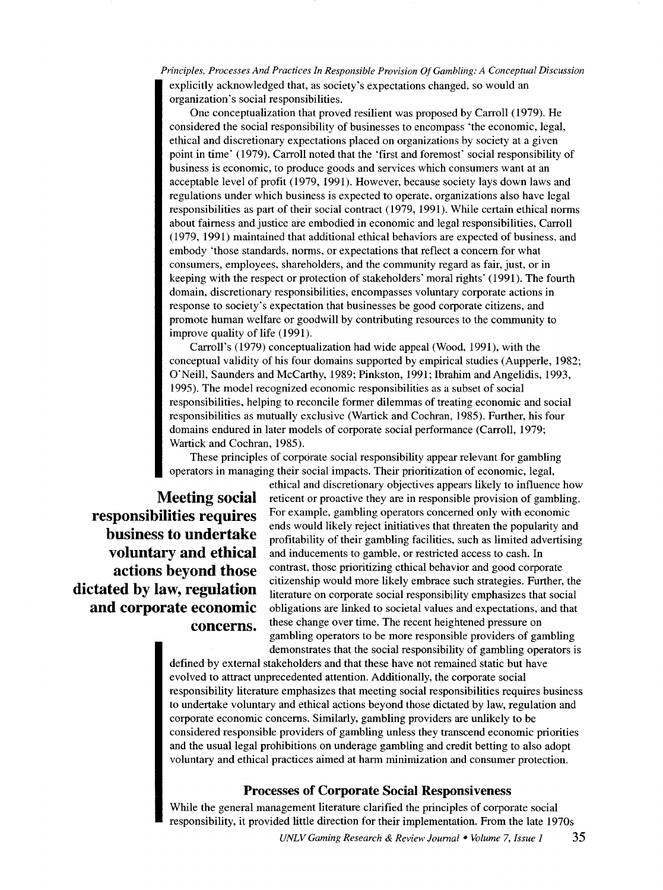explicitly acknowledged that, as society's expectations changed, so would an organization's social responsibilities.

One conceptualization that proved resilient was proposed by Carroll (1979). He considered the social responsibility of businesses to encompass 'the economic, legal, ethical and discretionary expectations placed on organizations by society at a given point in time' (1979). Carroll noted that the 'first and foremost' social responsibility of business is economic, to produce goods and services which consumers want at an acceptable level of profit (1979, 1991). However, because society lays down laws and regulations under which business is expected to operate, organizations also have legal responsibilities as part of their social contract (1979, 1991). While certain ethical norms about fairness and justice are embodied in economic and legal responsibilities, Carroll (1979, 1991) maintained that additional ethical behaviors are expected of business, and embody 'those standards, norms, or expectations that reflect a concern for what consumers, employees, shareholders, and the community regard as fair, just, or in keeping with the respect or protection of stakeholders' moral rights' (1991). The fourth domain, discretionary responsibilities, encompasses voluntary corporate actions in response to society's expectation that businesses be good corporate citizens, and promote human welfare or goodwill by contributing resources to the community to improve quality of life (1991).

Carroll's (1979) conceptualization had wide appeal (Wood, 1991), with the conceptual validity of his four domains supported by empirical studies (Aupperle, 1982; O'Neill, Saunders and McCarthy, 1989; Pinkston, 1991; Ibrahim and Angelidis, 1993, 1995). The model recognized economic responsibilities as a subset of social responsibilities, helping to reconcile former dilemmas of treating economic and social responsibilities as mutually exclusive (Wartick and Cochran, 1985). Further, his four domains endured in later models of corporate social performance (Carroll, 1979; Wartick and Cochran, 1985).

These principles of corporate social responsibility appear relevant for gambling operators in managing their social impacts. Their prioritization of economic, legal, ethical and discretionary objectives appears likely to influence how reticent or proactive they are in responsible provision of gambling. For example, gambling operators concerned only with economic ends would likely reject initiatives that threaten the popularity and profitability of their gambling facilities, such as limited advertising and inducements to gamble, or restricted access to cash. In contrast, those prioritizing ethical behavior and good corporate citizenship would more likely embrace such strategies. Further, the literature on corporate social responsibility emphasizes that social obligations are linked to societal values and expectations, and that these change over time. The recent heightened pressure on gambling operators to be more responsible providers of gambling demonstrates that the social responsibility of gambling operators is defined by external stakeholders and that these have not remained static but have evolved to attract unprecedented attention. Additionally, the corporate social responsibility literature emphasizes that meeting social responsibilities requires business to undertake voluntary and ethical actions beyond those dictated by law, regulation and corporate economic concerns. Similarly, gambling providers are unlikely to be considered responsible providers of gambling unless they transcend economic priorities and the usual legal prohibitions on underage gambling and credit betting to also adopt voluntary and ethical practices aimed at harm minimization and consumer protection.

> **Meeting social responsibilities requires business to undertake voluntary and ethical actions beyond those dictated by law, regulation and corporate economic concerns.**

### Processes of Corporate Social Responsiveness

While the general management literature clarified the principles of corporate social responsibility, it provided little direction for their implementation. From the late 1970s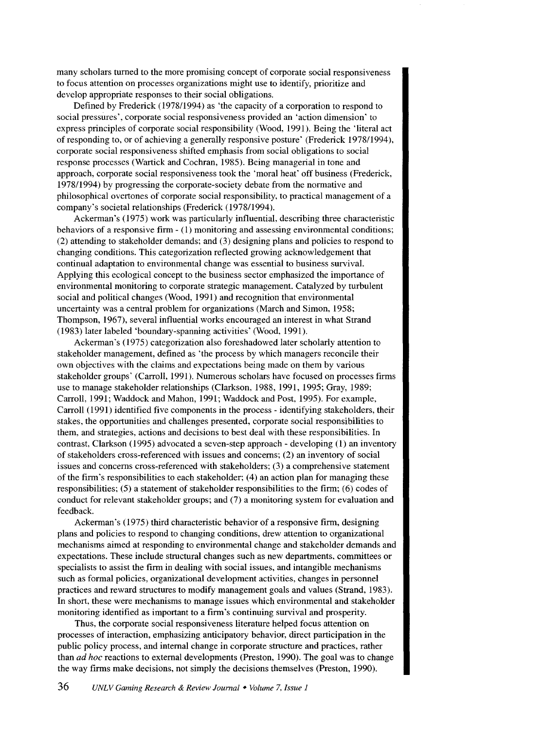many scholars turned to the more promising concept of corporate social responsiveness to focus attention on processes organizations might use to identify, prioritize and develop appropriate responses to their social obligations.

Defined by Frederick (1978/1994) as 'the capacity of a corporation to respond to social pressures', corporate social responsiveness provided an 'action dimension' to express principles of corporate social responsibility (Wood, 1991). Being the 'literal act of responding to, or of achieving a generally responsive posture' (Frederick 1978/1994), corporate social responsiveness shifted emphasis from social obligations to social response processes (Wartick and Cochran, 1985). Being managerial in tone and approach, corporate social responsiveness took the 'moral heat' off business (Frederick, 1978/1994) by progressing the corporate-society debate from the normative and philosophical overtones of corporate social responsibility, to practical management of a company's societal relationships (Frederick (1978/1994).

Ackerman's (1975) work was particularly influential, describing three characteristic behaviors of a responsive firm - (1) monitoring and assessing environmental conditions; (2) attending to stakeholder demands; and (3) designing plans and policies to respond to changing conditions. This categorization reflected growing acknowledgement that continual adaptation to environmental change was essential to business survival. Applying this ecological concept to the business sector emphasized the importance of environmental monitoring to corporate strategic management. Catalyzed by turbulent social and political changes (Wood, 1991) and recognition that environmental uncertainty was a central problem for organizations (March and Simon, 1958; Thompson, 1967), several influential works encouraged an interest in what Strand (1983) later labeled 'boundary-spanning activities' (Wood, 1991).

Ackerman's (1975) categorization also foreshadowed later scholarly attention to stakeholder management, defined as 'the process by which managers reconcile their own objectives with the claims and expectations being made on them by various stakeholder groups' (Carroll, 1991). Numerous scholars have focused on processes firms use to manage stakeholder relationships (Clarkson, 1988, 1991, 1995; Gray, 1989; Carroll, 1991; Waddock and Mahon, 1991; Waddock and Post, 1995). For example, Carroll (1991) identified five components in the process - identifying stakeholders, their stakes, the opportunities and challenges presented, corporate social responsibilities to them, and strategies, actions and decisions to best deal with these responsibilities. In contrast, Clarkson (1995) advocated a seven-step approach - developing (1) an inventory of stakeholders cross-referenced with issues and concerns; (2) an inventory of social issues and concerns cross-referenced with stakeholders; (3) a comprehensive statement of the firm's responsibilities to each stakeholder; (4) an action plan for managing these responsibilities; (5) a statement of stakeholder responsibilities to the firm; (6) codes of conduct for relevant stakeholder groups; and (7) a monitoring system for evaluation and feedback.

Ackerman's (1975) third characteristic behavior of a responsive firm, designing plans and policies to respond to changing conditions, drew attention to organizational mechanisms aimed at responding to environmental change and stakeholder demands and expectations. These include structural changes such as new departments, committees or specialists to assist the firm in dealing with social issues, and intangible mechanisms such as formal policies, organizational development activities, changes in personnel practices and reward structures to modify management goals and values (Strand, 1983). In short, these were mechanisms to manage issues which environmental and stakeholder monitoring identified as important to a firm's continuing survival and prosperity.

Thus, the corporate social responsiveness literature helped focus attention on processes of interaction, emphasizing anticipatory behavior, direct participation in the public policy process, and internal change in corporate structure and practices, rather than *ad hoc* reactions to external developments (Preston, 1990). The goal was to change the way firms make decisions, not simply the decisions themselves (Preston, 1990).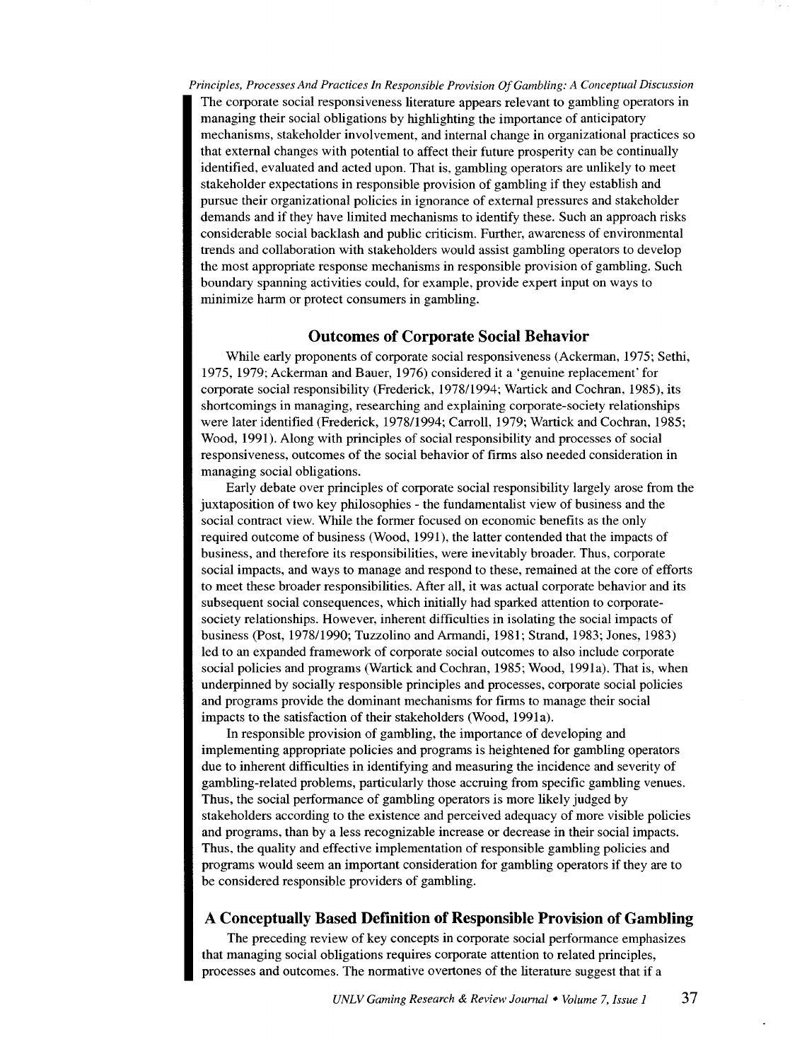The corporate social responsiveness literature appears relevant to gambling operators in managing their social obligations by highlighting the importance of anticipatory mechanisms, stakeholder involvement, and internal change in organizational practices so that external changes with potential to affect their future prosperity can be continually identified, evaluated and acted upon. That is, gambling operators are unlikely to meet stakeholder expectations in responsible provision of gambling if they establish and pursue their organizational policies in ignorance of external pressures and stakeholder demands and if they have limited mechanisms to identify these. Such an approach risks considerable social backlash and public criticism. Further, awareness of environmental trends and collaboration with stakeholders would assist gambling operators to develop the most appropriate response mechanisms in responsible provision of gambling. Such boundary spanning activities could, for example, provide expert input on ways to minimize harm or protect consumers in gambling.

## Outcomes of Corporate Social Behavior

While early proponents of corporate social responsiveness (Ackerman, 1975; Sethi, 1975, 1979; Ackerman and Bauer, 1976) considered it a 'genuine replacement' for corporate social responsibility (Frederick, 1978/1994; Wartick and Cochran, 1985), its shortcomings in managing, researching and explaining corporate-society relationships were later identified (Frederick, 1978/1994; Carroll, 1979; Wartick and Cochran, 1985; Wood, 1991). Along with principles of social responsibility and processes of social responsiveness, outcomes of the social behavior of firms also needed consideration in managing social obligations.

Early debate over principles of corporate social responsibility largely arose from the juxtaposition of two key philosophies - the fundamentalist view of business and the social contract view. While the former focused on economic benefits as the only required outcome of business (Wood, 1991), the latter contended that the impacts of business, and therefore its responsibilities, were inevitably broader. Thus, corporate social impacts, and ways to manage and respond to these, remained at the core of efforts to meet these broader responsibilities. After all, it was actual corporate behavior and its subsequent social consequences, which initially had sparked attention to corporate-society relationships. However, inherent difficulties in isolating the social impacts of business (Post, 1978/1990; Tuzzolino and Armandi, 1981; Strand, 1983; Jones, 1983) led to an expanded framework of corporate social outcomes to also include corporate social policies and programs (Wartick and Cochran, 1985; Wood, 1991a). That is, when underpinned by socially responsible principles and processes, corporate social policies and programs provide the dominant mechanisms for firms to manage their social impacts to the satisfaction of their stakeholders (Wood, 1991a).

In responsible provision of gambling, the importance of developing and implementing appropriate policies and programs is heightened for gambling operators due to inherent difficulties in identifying and measuring the incidence and severity of gambling-related problems, particularly those accruing from specific gambling venues. Thus, the social performance of gambling operators is more likely judged by stakeholders according to the existence and perceived adequacy of more visible policies and programs, than by a less recognizable increase or decrease in their social impacts. Thus, the quality and effective implementation of responsible gambling policies and programs would seem an important consideration for gambling operators if they are to be considered responsible providers of gambling.

## A Conceptually Based Definition of Responsible Provision of Gambling

The preceding review of key concepts in corporate social performance emphasizes that managing social obligations requires corporate attention to related principles, processes and outcomes. The normative overtones of the literature suggest that if a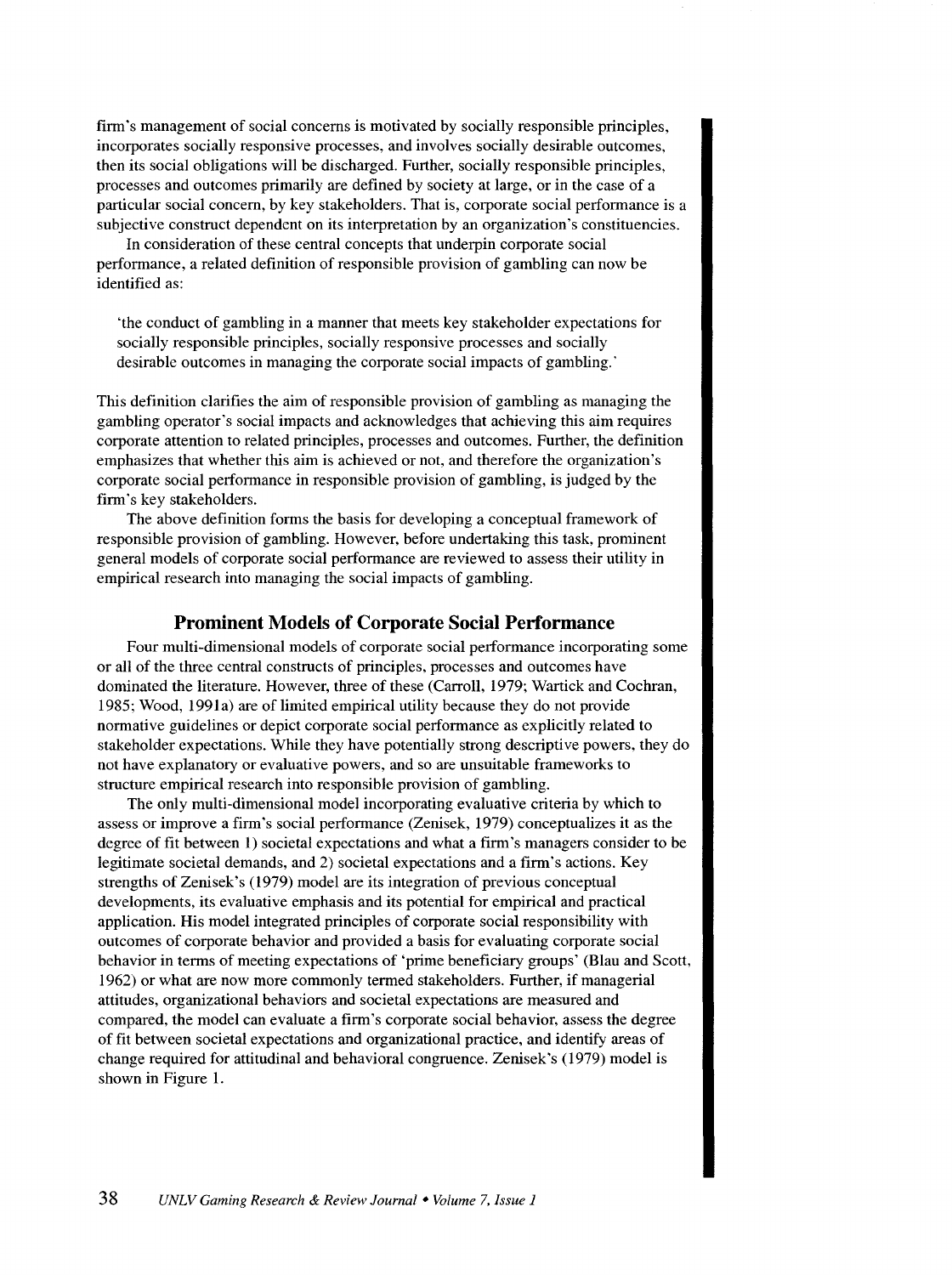firm's management of social concerns is motivated by socially responsible principles, incorporates socially responsive processes, and involves socially desirable outcomes, then its social obligations will be discharged. Further, socially responsible principles, processes and outcomes primarily are defined by society at large, or in the case of a particular social concern, by key stakeholders. That is, corporate social performance is a subjective construct dependent on its interpretation by an organization's constituencies.

In consideration of these central concepts that underpin corporate social performance, a related definition of responsible provision of gambling can now be identified as:

> 'the conduct of gambling in a manner that meets key stakeholder expectations for socially responsible principles, socially responsive processes and socially desirable outcomes in managing the corporate social impacts of gambling.'

This definition clarifies the aim of responsible provision of gambling as managing the gambling operator's social impacts and acknowledges that achieving this aim requires corporate attention to related principles, processes and outcomes. Further, the definition emphasizes that whether this aim is achieved or not, and therefore the organization's corporate social performance in responsible provision of gambling, is judged by the firm's key stakeholders.

The above definition forms the basis for developing a conceptual framework of responsible provision of gambling. However, before undertaking this task, prominent general models of corporate social performance are reviewed to assess their utility in empirical research into managing the social impacts of gambling.

## Prominent Models of Corporate Social Performance

Four multi-dimensional models of corporate social performance incorporating some or all of the three central constructs of principles, processes and outcomes have dominated the literature. However, three of these (Carroll, 1979; Wartick and Cochran, 1985; Wood, 1991a) are of limited empirical utility because they do not provide normative guidelines or depict corporate social performance as explicitly related to stakeholder expectations. While they have potentially strong descriptive powers, they do not have explanatory or evaluative powers, and so are unsuitable frameworks to structure empirical research into responsible provision of gambling.

The only multi-dimensional model incorporating evaluative criteria by which to assess or improve a firm's social performance (Zenisek, 1979) conceptualizes it as the degree of fit between 1) societal expectations and what a firm's managers consider to be legitimate societal demands, and 2) societal expectations and a firm's actions. Key strengths of Zenisek's (1979) model are its integration of previous conceptual developments, its evaluative emphasis and its potential for empirical and practical application. His model integrated principles of corporate social responsibility with outcomes of corporate behavior and provided a basis for evaluating corporate social behavior in terms of meeting expectations of 'prime beneficiary groups' (Blau and Scott, 1962) or what are now more commonly termed stakeholders. Further, if managerial attitudes, organizational behaviors and societal expectations are measured and compared, the model can evaluate a firm's corporate social behavior, assess the degree of fit between societal expectations and organizational practice, and identify areas of change required for attitudinal and behavioral congruence. Zenisek's (1979) model is shown in Figure 1.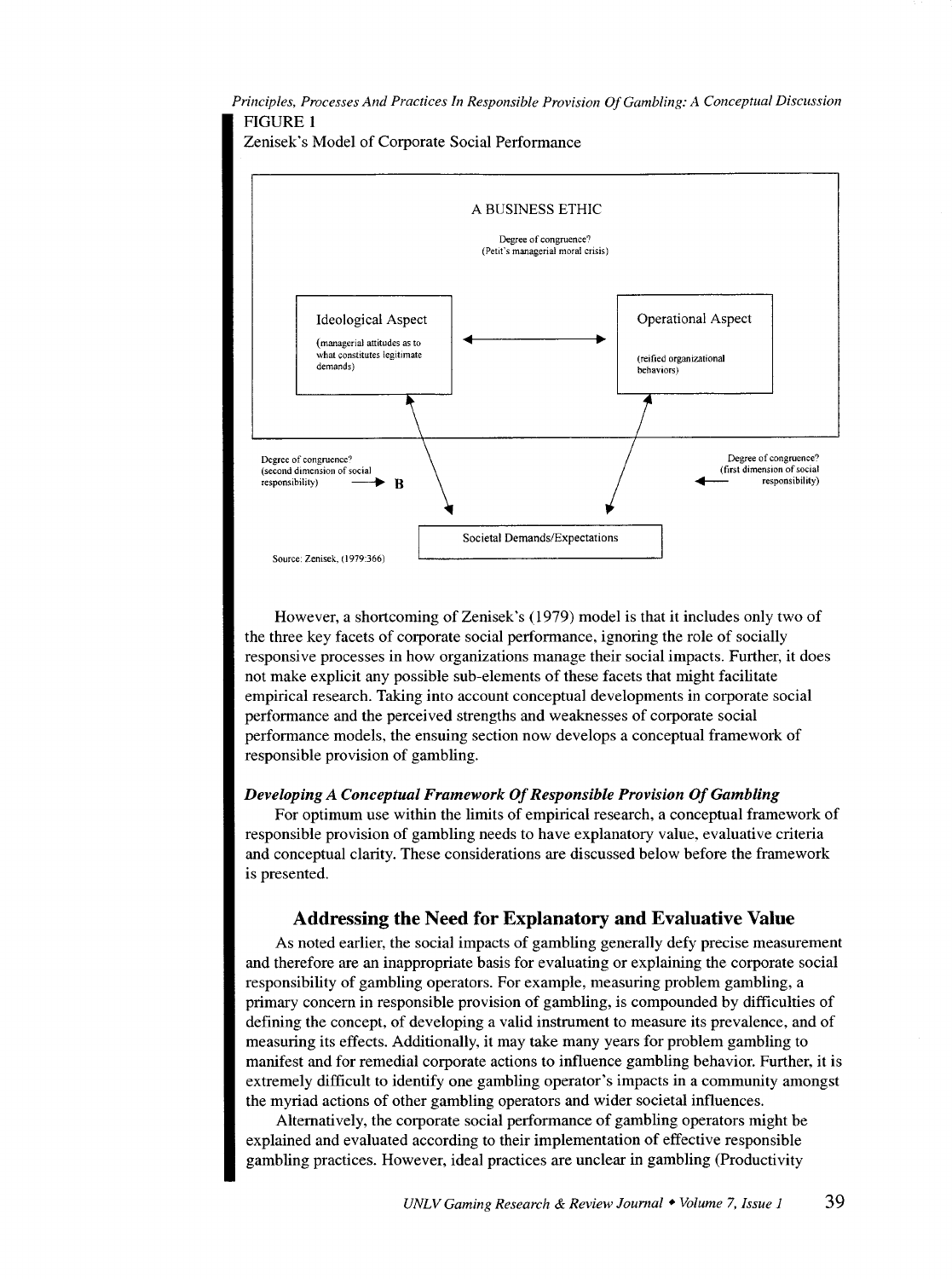FIGURE 1

Zenisek's Model of Corporate Social Performance

A BUSINESS ETHIC

Degree of congruence?
(Petit's managerial moral crisis)

Ideological Aspect
(managerial attitudes as to what constitutes legitimate demands)

Operational Aspect
(reified organizational behaviors)

Degree of congruence?
(second dimension of social responsibility) → B

Degree of congruence?
(first dimension of social responsibility)

Societal Demands/Expectations

Source: Zenisek, (1979:366)

However, a shortcoming of Zenisek's (1979) model is that it includes only two of the three key facets of corporate social performance, ignoring the role of socially responsive processes in how organizations manage their social impacts. Further, it does not make explicit any possible sub-elements of these facets that might facilitate empirical research. Taking into account conceptual developments in corporate social performance and the perceived strengths and weaknesses of corporate social performance models, the ensuing section now develops a conceptual framework of responsible provision of gambling.

### *Developing A Conceptual Framework Of Responsible Provision Of Gambling*

For optimum use within the limits of empirical research, a conceptual framework of responsible provision of gambling needs to have explanatory value, evaluative criteria and conceptual clarity. These considerations are discussed below before the framework is presented.

## Addressing the Need for Explanatory and Evaluative Value

As noted earlier, the social impacts of gambling generally defy precise measurement and therefore are an inappropriate basis for evaluating or explaining the corporate social responsibility of gambling operators. For example, measuring problem gambling, a primary concern in responsible provision of gambling, is compounded by difficulties of defining the concept, of developing a valid instrument to measure its prevalence, and of measuring its effects. Additionally, it may take many years for problem gambling to manifest and for remedial corporate actions to influence gambling behavior. Further, it is extremely difficult to identify one gambling operator's impacts in a community amongst the myriad actions of other gambling operators and wider societal influences.

Alternatively, the corporate social performance of gambling operators might be explained and evaluated according to their implementation of effective responsible gambling practices. However, ideal practices are unclear in gambling (Productivity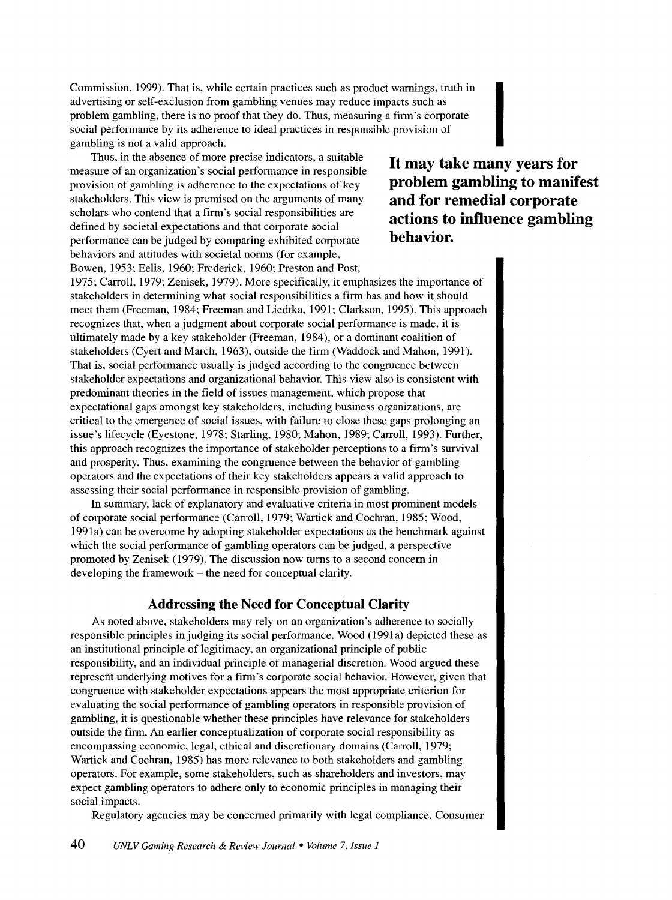Commission, 1999). That is, while certain practices such as product warnings, truth in advertising or self-exclusion from gambling venues may reduce impacts such as problem gambling, there is no proof that they do. Thus, measuring a firm's corporate social performance by its adherence to ideal practices in responsible provision of gambling is not a valid approach.

Thus, in the absence of more precise indicators, a suitable measure of an organization's social performance in responsible provision of gambling is adherence to the expectations of key stakeholders. This view is premised on the arguments of many scholars who contend that a firm's social responsibilities are defined by societal expectations and that corporate social performance can be judged by comparing exhibited corporate behaviors and attitudes with societal norms (for example, Bowen, 1953; Eells, 1960; Frederick, 1960; Preston and Post, 1975; Carroll, 1979; Zenisek, 1979). More specifically, it emphasizes the importance of stakeholders in determining what social responsibilities a firm has and how it should meet them (Freeman, 1984; Freeman and Liedtka, 1991; Clarkson, 1995). This approach recognizes that, when a judgment about corporate social performance is made, it is ultimately made by a key stakeholder (Freeman, 1984), or a dominant coalition of stakeholders (Cyert and March, 1963), outside the firm (Waddock and Mahon, 1991). That is, social performance usually is judged according to the congruence between stakeholder expectations and organizational behavior. This view also is consistent with predominant theories in the field of issues management, which propose that expectational gaps amongst key stakeholders, including business organizations, are critical to the emergence of social issues, with failure to close these gaps prolonging an issue's lifecycle (Eyestone, 1978; Starling, 1980; Mahon, 1989; Carroll, 1993). Further, this approach recognizes the importance of stakeholder perceptions to a firm's survival and prosperity. Thus, examining the congruence between the behavior of gambling operators and the expectations of their key stakeholders appears a valid approach to assessing their social performance in responsible provision of gambling.

**It may take many years for problem gambling to manifest and for remedial corporate actions to influence gambling behavior.**

In summary, lack of explanatory and evaluative criteria in most prominent models of corporate social performance (Carroll, 1979; Wartick and Cochran, 1985; Wood, 1991a) can be overcome by adopting stakeholder expectations as the benchmark against which the social performance of gambling operators can be judged, a perspective promoted by Zenisek (1979). The discussion now turns to a second concern in developing the framework – the need for conceptual clarity.

### Addressing the Need for Conceptual Clarity

As noted above, stakeholders may rely on an organization's adherence to socially responsible principles in judging its social performance. Wood (1991a) depicted these as an institutional principle of legitimacy, an organizational principle of public responsibility, and an individual principle of managerial discretion. Wood argued these represent underlying motives for a firm's corporate social behavior. However, given that congruence with stakeholder expectations appears the most appropriate criterion for evaluating the social performance of gambling operators in responsible provision of gambling, it is questionable whether these principles have relevance for stakeholders outside the firm. An earlier conceptualization of corporate social responsibility as encompassing economic, legal, ethical and discretionary domains (Carroll, 1979; Wartick and Cochran, 1985) has more relevance to both stakeholders and gambling operators. For example, some stakeholders, such as shareholders and investors, may expect gambling operators to adhere only to economic principles in managing their social impacts.

Regulatory agencies may be concerned primarily with legal compliance. Consumer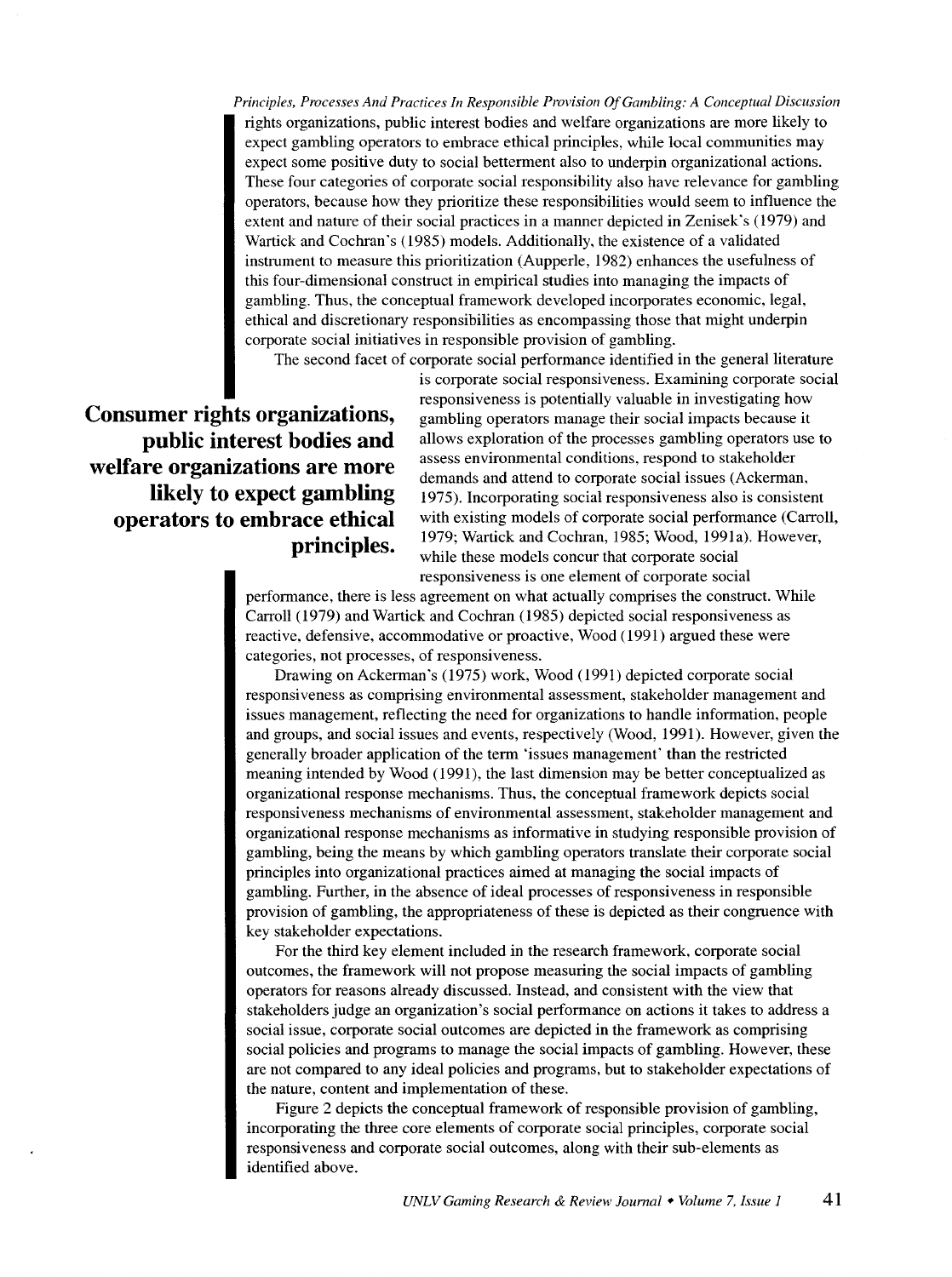rights organizations, public interest bodies and welfare organizations are more likely to expect gambling operators to embrace ethical principles, while local communities may expect some positive duty to social betterment also to underpin organizational actions. These four categories of corporate social responsibility also have relevance for gambling operators, because how they prioritize these responsibilities would seem to influence the extent and nature of their social practices in a manner depicted in Zenisek's (1979) and Wartick and Cochran's (1985) models. Additionally, the existence of a validated instrument to measure this prioritization (Aupperle, 1982) enhances the usefulness of this four-dimensional construct in empirical studies into managing the impacts of gambling. Thus, the conceptual framework developed incorporates economic, legal, ethical and discretionary responsibilities as encompassing those that might underpin corporate social initiatives in responsible provision of gambling.

The second facet of corporate social performance identified in the general literature is corporate social responsiveness. Examining corporate social responsiveness is potentially valuable in investigating how gambling operators manage their social impacts because it allows exploration of the processes gambling operators use to assess environmental conditions, respond to stakeholder demands and attend to corporate social issues (Ackerman, 1975). Incorporating social responsiveness also is consistent with existing models of corporate social performance (Carroll, 1979; Wartick and Cochran, 1985; Wood, 1991a). However, while these models concur that corporate social responsiveness is one element of corporate social performance, there is less agreement on what actually comprises the construct. While Carroll (1979) and Wartick and Cochran (1985) depicted social responsiveness as reactive, defensive, accommodative or proactive, Wood (1991) argued these were categories, not processes, of responsiveness.

**Consumer rights organizations, public interest bodies and welfare organizations are more likely to expect gambling operators to embrace ethical principles.**

Drawing on Ackerman's (1975) work, Wood (1991) depicted corporate social responsiveness as comprising environmental assessment, stakeholder management and issues management, reflecting the need for organizations to handle information, people and groups, and social issues and events, respectively (Wood, 1991). However, given the generally broader application of the term 'issues management' than the restricted meaning intended by Wood (1991), the last dimension may be better conceptualized as organizational response mechanisms. Thus, the conceptual framework depicts social responsiveness mechanisms of environmental assessment, stakeholder management and organizational response mechanisms as informative in studying responsible provision of gambling, being the means by which gambling operators translate their corporate social principles into organizational practices aimed at managing the social impacts of gambling. Further, in the absence of ideal processes of responsiveness in responsible provision of gambling, the appropriateness of these is depicted as their congruence with key stakeholder expectations.

For the third key element included in the research framework, corporate social outcomes, the framework will not propose measuring the social impacts of gambling operators for reasons already discussed. Instead, and consistent with the view that stakeholders judge an organization's social performance on actions it takes to address a social issue, corporate social outcomes are depicted in the framework as comprising social policies and programs to manage the social impacts of gambling. However, these are not compared to any ideal policies and programs, but to stakeholder expectations of the nature, content and implementation of these.

Figure 2 depicts the conceptual framework of responsible provision of gambling, incorporating the three core elements of corporate social principles, corporate social responsiveness and corporate social outcomes, along with their sub-elements as identified above.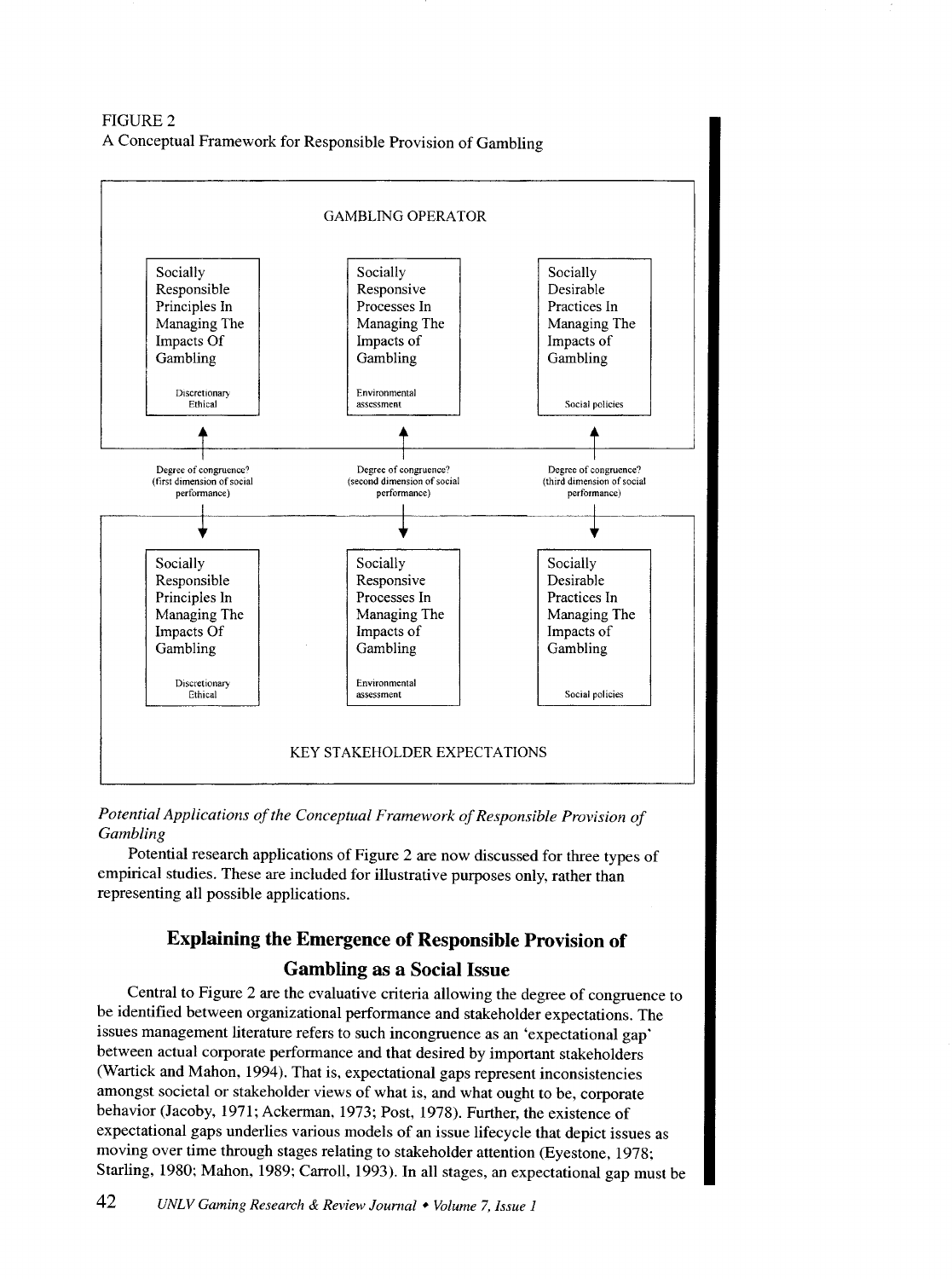FIGURE 2
A Conceptual Framework for Responsible Provision of Gambling

GAMBLING OPERATOR

| Socially Responsible Principles In Managing The Impacts Of Gambling | Socially Responsive Processes In Managing The Impacts of Gambling | Socially Desirable Practices In Managing The Impacts of Gambling |
| --- | --- | --- |
| Discretionary Ethical | Environmental assessment | Social policies |
| ↕ Degree of congruence? (first dimension of social performance) | ↕ Degree of congruence? (second dimension of social performance) | ↕ Degree of congruence? (third dimension of social performance) |
| Socially Responsible Principles In Managing The Impacts Of Gambling | Socially Responsive Processes In Managing The Impacts of Gambling | Socially Desirable Practices In Managing The Impacts of Gambling |
| Discretionary Ethical | Environmental assessment | Social policies |

KEY STAKEHOLDER EXPECTATIONS

*Potential Applications of the Conceptual Framework of Responsible Provision of Gambling*

Potential research applications of Figure 2 are now discussed for three types of empirical studies. These are included for illustrative purposes only, rather than representing all possible applications.

## Explaining the Emergence of Responsible Provision of Gambling as a Social Issue

Central to Figure 2 are the evaluative criteria allowing the degree of congruence to be identified between organizational performance and stakeholder expectations. The issues management literature refers to such incongruence as an 'expectational gap' between actual corporate performance and that desired by important stakeholders (Wartick and Mahon, 1994). That is, expectational gaps represent inconsistencies amongst societal or stakeholder views of what is, and what ought to be, corporate behavior (Jacoby, 1971; Ackerman, 1973; Post, 1978). Further, the existence of expectational gaps underlies various models of an issue lifecycle that depict issues as moving over time through stages relating to stakeholder attention (Eyestone, 1978; Starling, 1980; Mahon, 1989; Carroll, 1993). In all stages, an expectational gap must be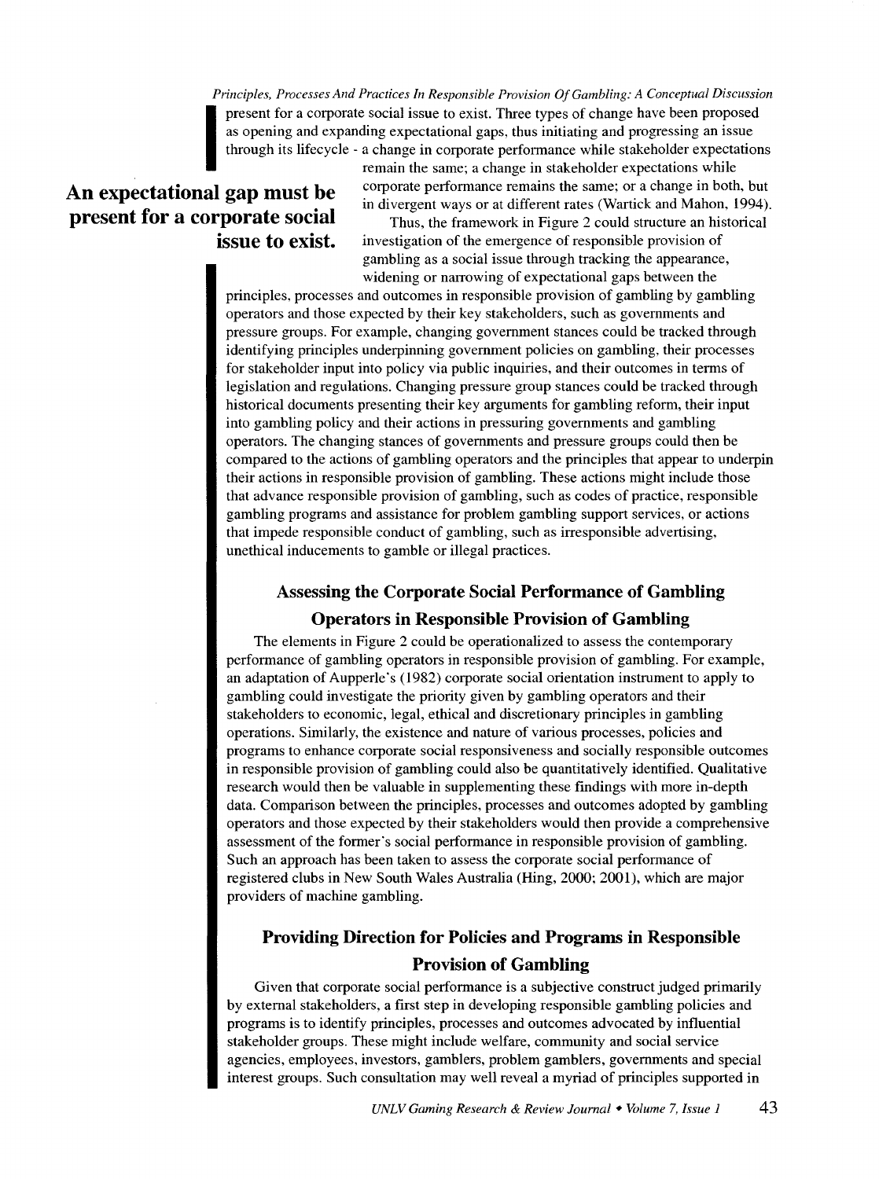present for a corporate social issue to exist. Three types of change have been proposed as opening and expanding expectational gaps, thus initiating and progressing an issue through its lifecycle - a change in corporate performance while stakeholder expectations remain the same; a change in stakeholder expectations while corporate performance remains the same; or a change in both, but in divergent ways or at different rates (Wartick and Mahon, 1994).

**An expectational gap must be present for a corporate social issue to exist.**

Thus, the framework in Figure 2 could structure an historical investigation of the emergence of responsible provision of gambling as a social issue through tracking the appearance, widening or narrowing of expectational gaps between the principles, processes and outcomes in responsible provision of gambling by gambling operators and those expected by their key stakeholders, such as governments and pressure groups. For example, changing government stances could be tracked through identifying principles underpinning government policies on gambling, their processes for stakeholder input into policy via public inquiries, and their outcomes in terms of legislation and regulations. Changing pressure group stances could be tracked through historical documents presenting their key arguments for gambling reform, their input into gambling policy and their actions in pressuring governments and gambling operators. The changing stances of governments and pressure groups could then be compared to the actions of gambling operators and the principles that appear to underpin their actions in responsible provision of gambling. These actions might include those that advance responsible provision of gambling, such as codes of practice, responsible gambling programs and assistance for problem gambling support services, or actions that impede responsible conduct of gambling, such as irresponsible advertising, unethical inducements to gamble or illegal practices.

## Assessing the Corporate Social Performance of Gambling Operators in Responsible Provision of Gambling

The elements in Figure 2 could be operationalized to assess the contemporary performance of gambling operators in responsible provision of gambling. For example, an adaptation of Aupperle's (1982) corporate social orientation instrument to apply to gambling could investigate the priority given by gambling operators and their stakeholders to economic, legal, ethical and discretionary principles in gambling operations. Similarly, the existence and nature of various processes, policies and programs to enhance corporate social responsiveness and socially responsible outcomes in responsible provision of gambling could also be quantitatively identified. Qualitative research would then be valuable in supplementing these findings with more in-depth data. Comparison between the principles, processes and outcomes adopted by gambling operators and those expected by their stakeholders would then provide a comprehensive assessment of the former's social performance in responsible provision of gambling. Such an approach has been taken to assess the corporate social performance of registered clubs in New South Wales Australia (Hing, 2000; 2001), which are major providers of machine gambling.

## Providing Direction for Policies and Programs in Responsible Provision of Gambling

Given that corporate social performance is a subjective construct judged primarily by external stakeholders, a first step in developing responsible gambling policies and programs is to identify principles, processes and outcomes advocated by influential stakeholder groups. These might include welfare, community and social service agencies, employees, investors, gamblers, problem gamblers, governments and special interest groups. Such consultation may well reveal a myriad of principles supported in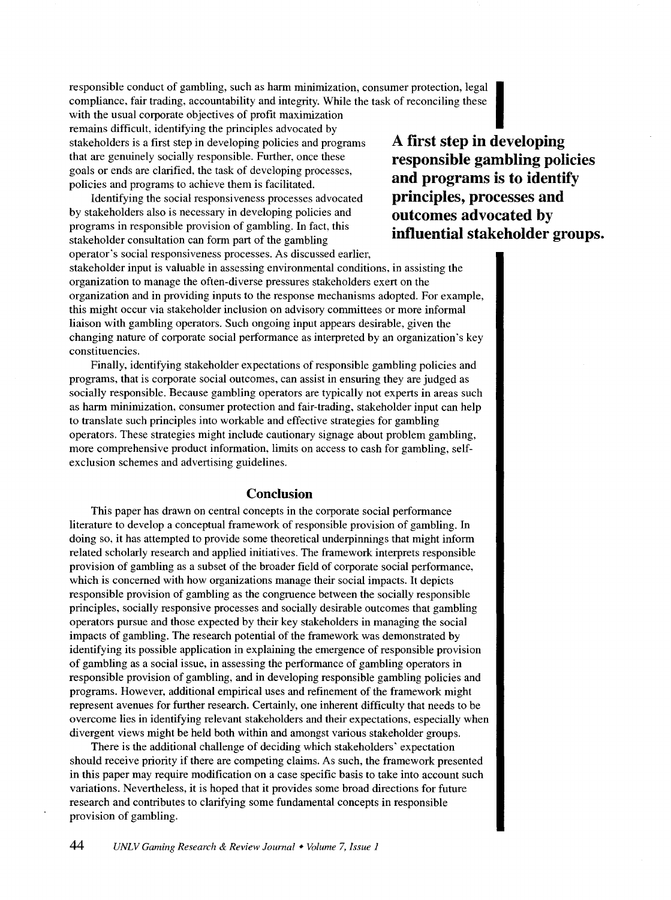responsible conduct of gambling, such as harm minimization, consumer protection, legal compliance, fair trading, accountability and integrity. While the task of reconciling these with the usual corporate objectives of profit maximization remains difficult, identifying the principles advocated by stakeholders is a first step in developing policies and programs that are genuinely socially responsible. Further, once these goals or ends are clarified, the task of developing processes, policies and programs to achieve them is facilitated.

**A first step in developing responsible gambling policies and programs is to identify principles, processes and outcomes advocated by influential stakeholder groups.**

Identifying the social responsiveness processes advocated by stakeholders also is necessary in developing policies and programs in responsible provision of gambling. In fact, this stakeholder consultation can form part of the gambling operator's social responsiveness processes. As discussed earlier, stakeholder input is valuable in assessing environmental conditions, in assisting the organization to manage the often-diverse pressures stakeholders exert on the organization and in providing inputs to the response mechanisms adopted. For example, this might occur via stakeholder inclusion on advisory committees or more informal liaison with gambling operators. Such ongoing input appears desirable, given the changing nature of corporate social performance as interpreted by an organization's key constituencies.

Finally, identifying stakeholder expectations of responsible gambling policies and programs, that is corporate social outcomes, can assist in ensuring they are judged as socially responsible. Because gambling operators are typically not experts in areas such as harm minimization, consumer protection and fair-trading, stakeholder input can help to translate such principles into workable and effective strategies for gambling operators. These strategies might include cautionary signage about problem gambling, more comprehensive product information, limits on access to cash for gambling, self-exclusion schemes and advertising guidelines.

## Conclusion

This paper has drawn on central concepts in the corporate social performance literature to develop a conceptual framework of responsible provision of gambling. In doing so, it has attempted to provide some theoretical underpinnings that might inform related scholarly research and applied initiatives. The framework interprets responsible provision of gambling as a subset of the broader field of corporate social performance, which is concerned with how organizations manage their social impacts. It depicts responsible provision of gambling as the congruence between the socially responsible principles, socially responsive processes and socially desirable outcomes that gambling operators pursue and those expected by their key stakeholders in managing the social impacts of gambling. The research potential of the framework was demonstrated by identifying its possible application in explaining the emergence of responsible provision of gambling as a social issue, in assessing the performance of gambling operators in responsible provision of gambling, and in developing responsible gambling policies and programs. However, additional empirical uses and refinement of the framework might represent avenues for further research. Certainly, one inherent difficulty that needs to be overcome lies in identifying relevant stakeholders and their expectations, especially when divergent views might be held both within and amongst various stakeholder groups.

There is the additional challenge of deciding which stakeholders' expectation should receive priority if there are competing claims. As such, the framework presented in this paper may require modification on a case specific basis to take into account such variations. Nevertheless, it is hoped that it provides some broad directions for future research and contributes to clarifying some fundamental concepts in responsible provision of gambling.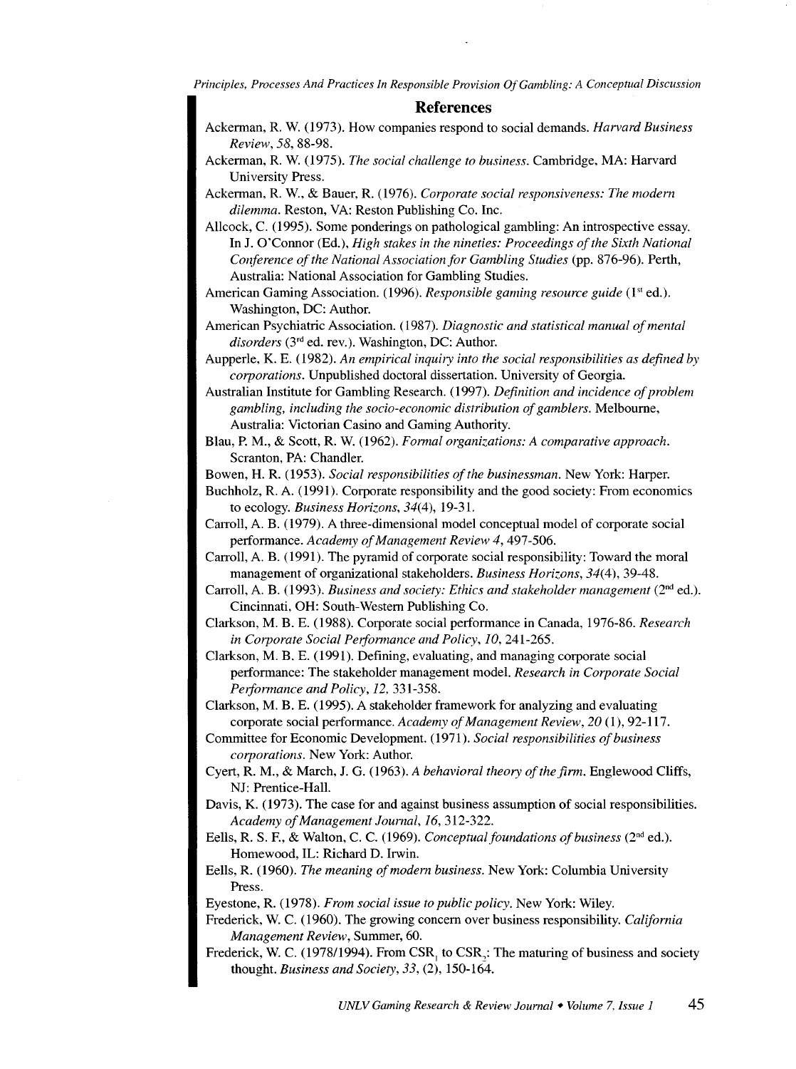## References

Ackerman, R. W. (1973). How companies respond to social demands. *Harvard Business Review, 58*, 88-98.

Ackerman, R. W. (1975). *The social challenge to business*. Cambridge, MA: Harvard University Press.

Ackerman, R. W., & Bauer, R. (1976). *Corporate social responsiveness: The modern dilemma*. Reston, VA: Reston Publishing Co. Inc.

Allcock, C. (1995). Some ponderings on pathological gambling: An introspective essay. In J. O'Connor (Ed.), *High stakes in the nineties: Proceedings of the Sixth National Conference of the National Association for Gambling Studies* (pp. 876-96). Perth, Australia: National Association for Gambling Studies.

American Gaming Association. (1996). *Responsible gaming resource guide* (1st ed.). Washington, DC: Author.

American Psychiatric Association. (1987). *Diagnostic and statistical manual of mental disorders* (3rd ed. rev.). Washington, DC: Author.

Aupperle, K. E. (1982). *An empirical inquiry into the social responsibilities as defined by corporations*. Unpublished doctoral dissertation. University of Georgia.

Australian Institute for Gambling Research. (1997). *Definition and incidence of problem gambling, including the socio-economic distribution of gamblers*. Melbourne, Australia: Victorian Casino and Gaming Authority.

Blau, P. M., & Scott, R. W. (1962). *Formal organizations: A comparative approach*. Scranton, PA: Chandler.

Bowen, H. R. (1953). *Social responsibilities of the businessman*. New York: Harper.

Buchholz, R. A. (1991). Corporate responsibility and the good society: From economics to ecology. *Business Horizons, 34*(4), 19-31.

Carroll, A. B. (1979). A three-dimensional model conceptual model of corporate social performance. *Academy of Management Review 4*, 497-506.

Carroll, A. B. (1991). The pyramid of corporate social responsibility: Toward the moral management of organizational stakeholders. *Business Horizons, 34*(4), 39-48.

Carroll, A. B. (1993). *Business and society: Ethics and stakeholder management* (2nd ed.). Cincinnati, OH: South-Western Publishing Co.

Clarkson, M. B. E. (1988). Corporate social performance in Canada, 1976-86. *Research in Corporate Social Performance and Policy, 10*, 241-265.

Clarkson, M. B. E. (1991). Defining, evaluating, and managing corporate social performance: The stakeholder management model. *Research in Corporate Social Performance and Policy, 12*, 331-358.

Clarkson, M. B. E. (1995). A stakeholder framework for analyzing and evaluating corporate social performance. *Academy of Management Review, 20* (1), 92-117.

Committee for Economic Development. (1971). *Social responsibilities of business corporations*. New York: Author.

Cyert, R. M., & March, J. G. (1963). *A behavioral theory of the firm*. Englewood Cliffs, NJ: Prentice-Hall.

Davis, K. (1973). The case for and against business assumption of social responsibilities. *Academy of Management Journal, 16*, 312-322.

Eells, R. S. F., & Walton, C. C. (1969). *Conceptual foundations of business* (2nd ed.). Homewood, IL: Richard D. Irwin.

Eells, R. (1960). *The meaning of modern business*. New York: Columbia University Press.

Eyestone, R. (1978). *From social issue to public policy*. New York: Wiley.

Frederick, W. C. (1960). The growing concern over business responsibility. *California Management Review*, Summer, 60.

Frederick, W. C. (1978/1994). From $CSR_1$ to $CSR_2$: The maturing of business and society thought. *Business and Society, 33*, (2), 150-164.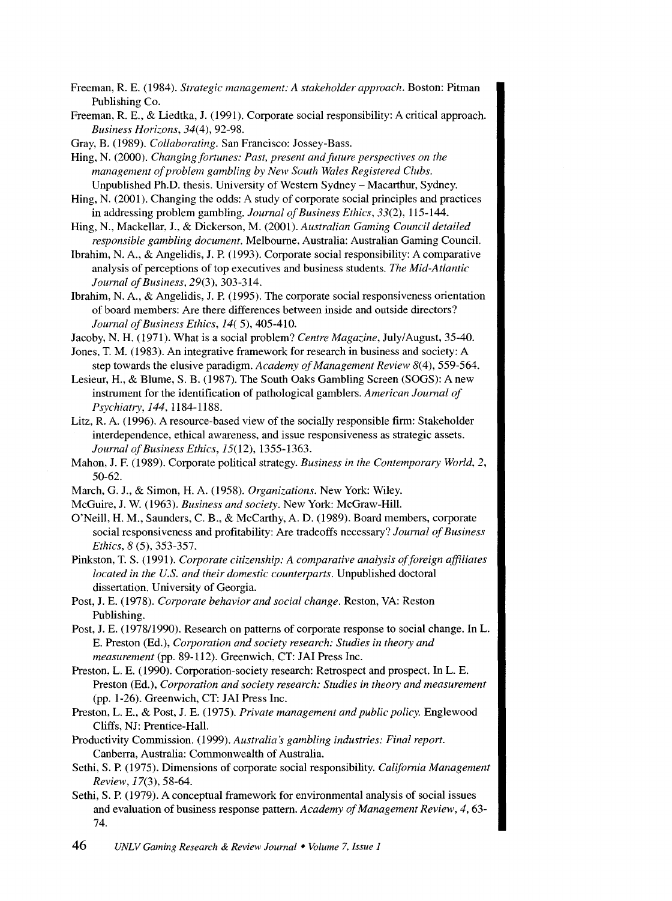Freeman, R. E. (1984). *Strategic management: A stakeholder approach*. Boston: Pitman Publishing Co.

Freeman, R. E., & Liedtka, J. (1991). Corporate social responsibility: A critical approach. *Business Horizons, 34*(4), 92-98.

Gray, B. (1989). *Collaborating*. San Francisco: Jossey-Bass.

Hing, N. (2000). *Changing fortunes: Past, present and future perspectives on the management of problem gambling by New South Wales Registered Clubs*. Unpublished Ph.D. thesis. University of Western Sydney – Macarthur, Sydney.

Hing, N. (2001). Changing the odds: A study of corporate social principles and practices in addressing problem gambling. *Journal of Business Ethics, 33*(2), 115-144.

Hing, N., Mackellar, J., & Dickerson, M. (2001). *Australian Gaming Council detailed responsible gambling document*. Melbourne, Australia: Australian Gaming Council.

Ibrahim, N. A., & Angelidis, J. P. (1993). Corporate social responsibility: A comparative analysis of perceptions of top executives and business students. *The Mid-Atlantic Journal of Business, 29*(3), 303-314.

Ibrahim, N. A., & Angelidis, J. P. (1995). The corporate social responsiveness orientation of board members: Are there differences between inside and outside directors? *Journal of Business Ethics, 14*( 5), 405-410.

Jacoby, N. H. (1971). What is a social problem? *Centre Magazine*, July/August, 35-40.

Jones, T. M. (1983). An integrative framework for research in business and society: A step towards the elusive paradigm. *Academy of Management Review 8*(4), 559-564.

Lesieur, H., & Blume, S. B. (1987). The South Oaks Gambling Screen (SOGS): A new instrument for the identification of pathological gamblers. *American Journal of Psychiatry, 144*, 1184-1188.

Litz, R. A. (1996). A resource-based view of the socially responsible firm: Stakeholder interdependence, ethical awareness, and issue responsiveness as strategic assets. *Journal of Business Ethics, 15*(12), 1355-1363.

Mahon, J. F. (1989). Corporate political strategy. *Business in the Contemporary World, 2*, 50-62.

March, G. J., & Simon, H. A. (1958). *Organizations*. New York: Wiley.

McGuire, J. W. (1963). *Business and society*. New York: McGraw-Hill.

O'Neill, H. M., Saunders, C. B., & McCarthy, A. D. (1989). Board members, corporate social responsiveness and profitability: Are tradeoffs necessary? *Journal of Business Ethics, 8* (5), 353-357.

Pinkston, T. S. (1991). *Corporate citizenship: A comparative analysis of foreign affiliates located in the U.S. and their domestic counterparts*. Unpublished doctoral dissertation. University of Georgia.

Post, J. E. (1978). *Corporate behavior and social change*. Reston, VA: Reston Publishing.

Post, J. E. (1978/1990). Research on patterns of corporate response to social change. In L. E. Preston (Ed.), *Corporation and society research: Studies in theory and measurement* (pp. 89-112). Greenwich, CT: JAI Press Inc.

Preston, L. E. (1990). Corporation-society research: Retrospect and prospect. In L. E. Preston (Ed.), *Corporation and society research: Studies in theory and measurement* (pp. 1-26). Greenwich, CT: JAI Press Inc.

Preston, L. E., & Post, J. E. (1975). *Private management and public policy*. Englewood Cliffs, NJ: Prentice-Hall.

Productivity Commission. (1999). *Australia's gambling industries: Final report*. Canberra, Australia: Commonwealth of Australia.

Sethi, S. P. (1975). Dimensions of corporate social responsibility. *California Management Review, 17*(3), 58-64.

Sethi, S. P. (1979). A conceptual framework for environmental analysis of social issues and evaluation of business response pattern. *Academy of Management Review, 4*, 63-74.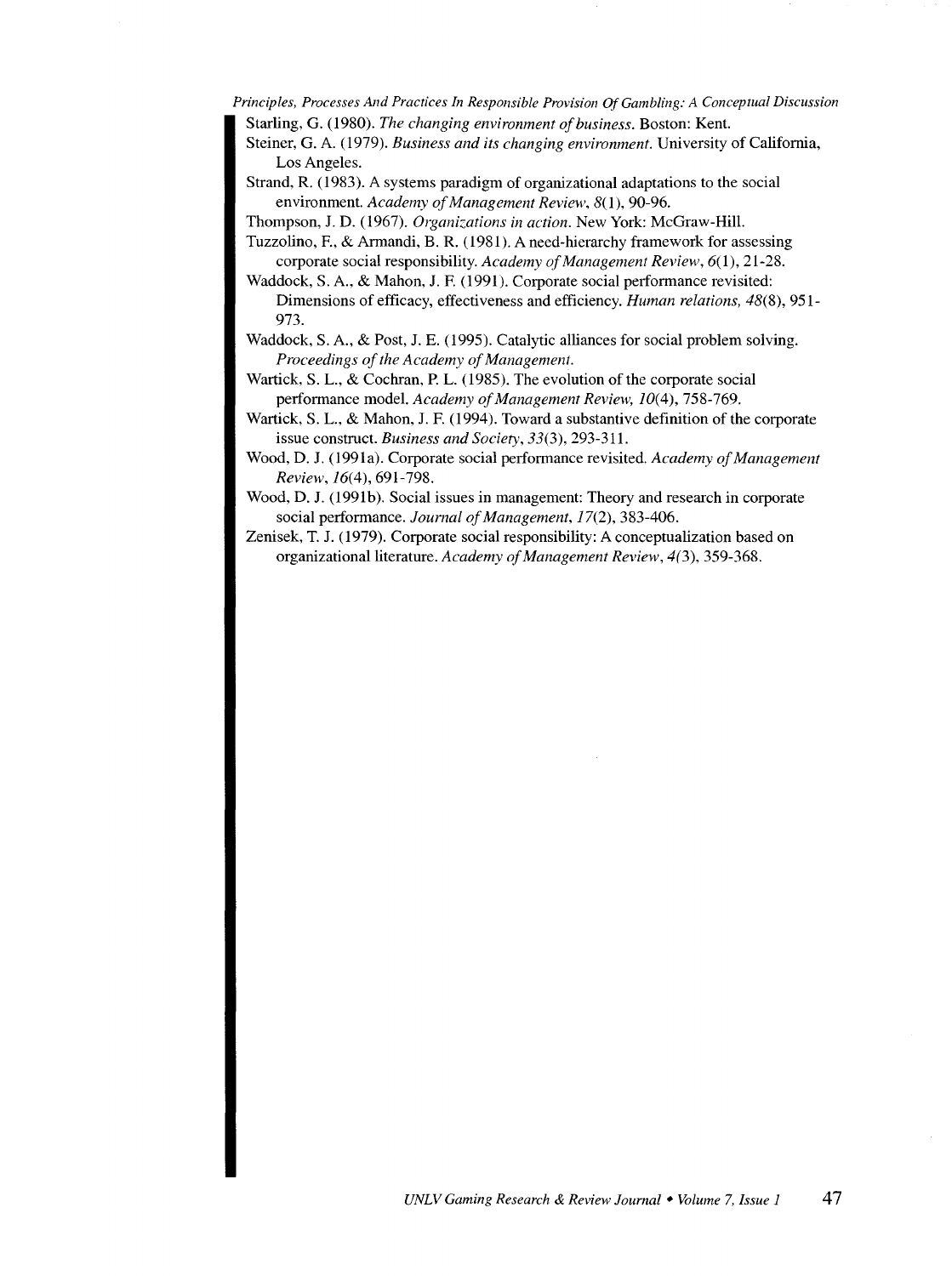Starling, G. (1980). *The changing environment of business*. Boston: Kent.

Steiner, G. A. (1979). *Business and its changing environment*. University of California, Los Angeles.

Strand, R. (1983). A systems paradigm of organizational adaptations to the social environment. *Academy of Management Review, 8*(1), 90-96.

Thompson, J. D. (1967). *Organizations in action*. New York: McGraw-Hill.

Tuzzolino, F., & Armandi, B. R. (1981). A need-hierarchy framework for assessing corporate social responsibility. *Academy of Management Review, 6*(1), 21-28.

Waddock, S. A., & Mahon, J. F. (1991). Corporate social performance revisited: Dimensions of efficacy, effectiveness and efficiency. *Human relations, 48*(8), 951-973.

Waddock, S. A., & Post, J. E. (1995). Catalytic alliances for social problem solving. *Proceedings of the Academy of Management*.

Wartick, S. L., & Cochran, P. L. (1985). The evolution of the corporate social performance model. *Academy of Management Review, 10*(4), 758-769.

Wartick, S. L., & Mahon, J. F. (1994). Toward a substantive definition of the corporate issue construct. *Business and Society, 33*(3), 293-311.

Wood, D. J. (1991a). Corporate social performance revisited. *Academy of Management Review, 16*(4), 691-798.

Wood, D. J. (1991b). Social issues in management: Theory and research in corporate social performance. *Journal of Management, 17*(2), 383-406.

Zenisek, T. J. (1979). Corporate social responsibility: A conceptualization based on organizational literature. *Academy of Management Review, 4*(3), 359-368.